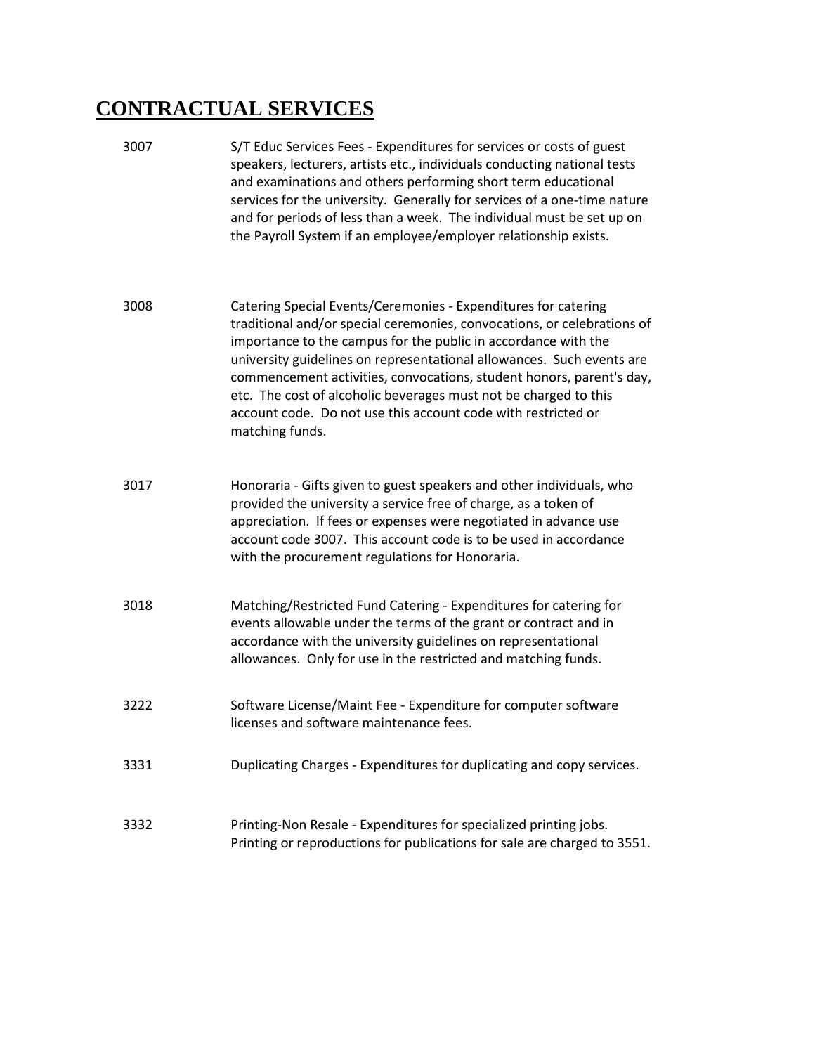# CONTRACTUAL SERVICES

| Code | Description |
|---|---|
| 3007 | S/T Educ Services Fees - Expenditures for services or costs of guest speakers, lecturers, artists etc., individuals conducting national tests and examinations and others performing short term educational services for the university. Generally for services of a one-time nature and for periods of less than a week. The individual must be set up on the Payroll System if an employee/employer relationship exists. |
| 3008 | Catering Special Events/Ceremonies - Expenditures for catering traditional and/or special ceremonies, convocations, or celebrations of importance to the campus for the public in accordance with the university guidelines on representational allowances. Such events are commencement activities, convocations, student honors, parent's day, etc. The cost of alcoholic beverages must not be charged to this account code. Do not use this account code with restricted or matching funds. |
| 3017 | Honoraria - Gifts given to guest speakers and other individuals, who provided the university a service free of charge, as a token of appreciation. If fees or expenses were negotiated in advance use account code 3007. This account code is to be used in accordance with the procurement regulations for Honoraria. |
| 3018 | Matching/Restricted Fund Catering - Expenditures for catering for events allowable under the terms of the grant or contract and in accordance with the university guidelines on representational allowances. Only for use in the restricted and matching funds. |
| 3222 | Software License/Maint Fee - Expenditure for computer software licenses and software maintenance fees. |
| 3331 | Duplicating Charges - Expenditures for duplicating and copy services. |
| 3332 | Printing-Non Resale - Expenditures for specialized printing jobs. Printing or reproductions for publications for sale are charged to 3551. |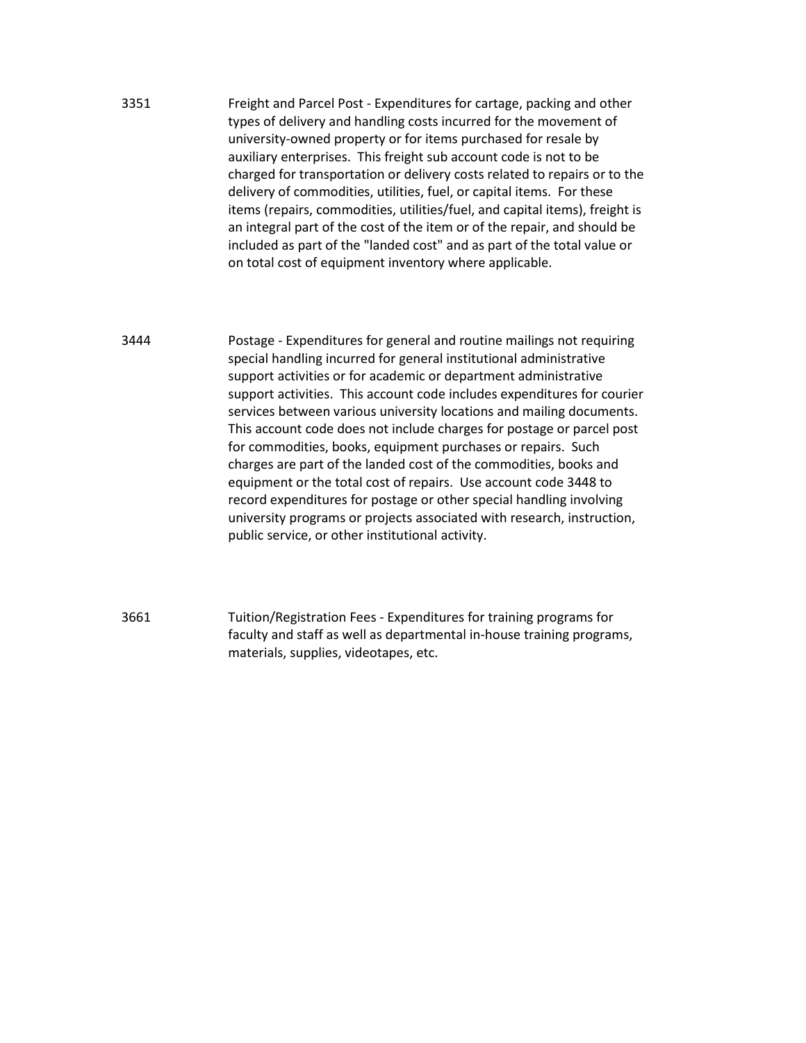3351 Freight and Parcel Post - Expenditures for cartage, packing and other types of delivery and handling costs incurred for the movement of university-owned property or for items purchased for resale by auxiliary enterprises. This freight sub account code is not to be charged for transportation or delivery costs related to repairs or to the delivery of commodities, utilities, fuel, or capital items. For these items (repairs, commodities, utilities/fuel, and capital items), freight is an integral part of the cost of the item or of the repair, and should be included as part of the "landed cost" and as part of the total value or on total cost of equipment inventory where applicable.

3444 Postage - Expenditures for general and routine mailings not requiring special handling incurred for general institutional administrative support activities or for academic or department administrative support activities. This account code includes expenditures for courier services between various university locations and mailing documents. This account code does not include charges for postage or parcel post for commodities, books, equipment purchases or repairs. Such charges are part of the landed cost of the commodities, books and equipment or the total cost of repairs. Use account code 3448 to record expenditures for postage or other special handling involving university programs or projects associated with research, instruction, public service, or other institutional activity.

3661 Tuition/Registration Fees - Expenditures for training programs for faculty and staff as well as departmental in-house training programs, materials, supplies, videotapes, etc.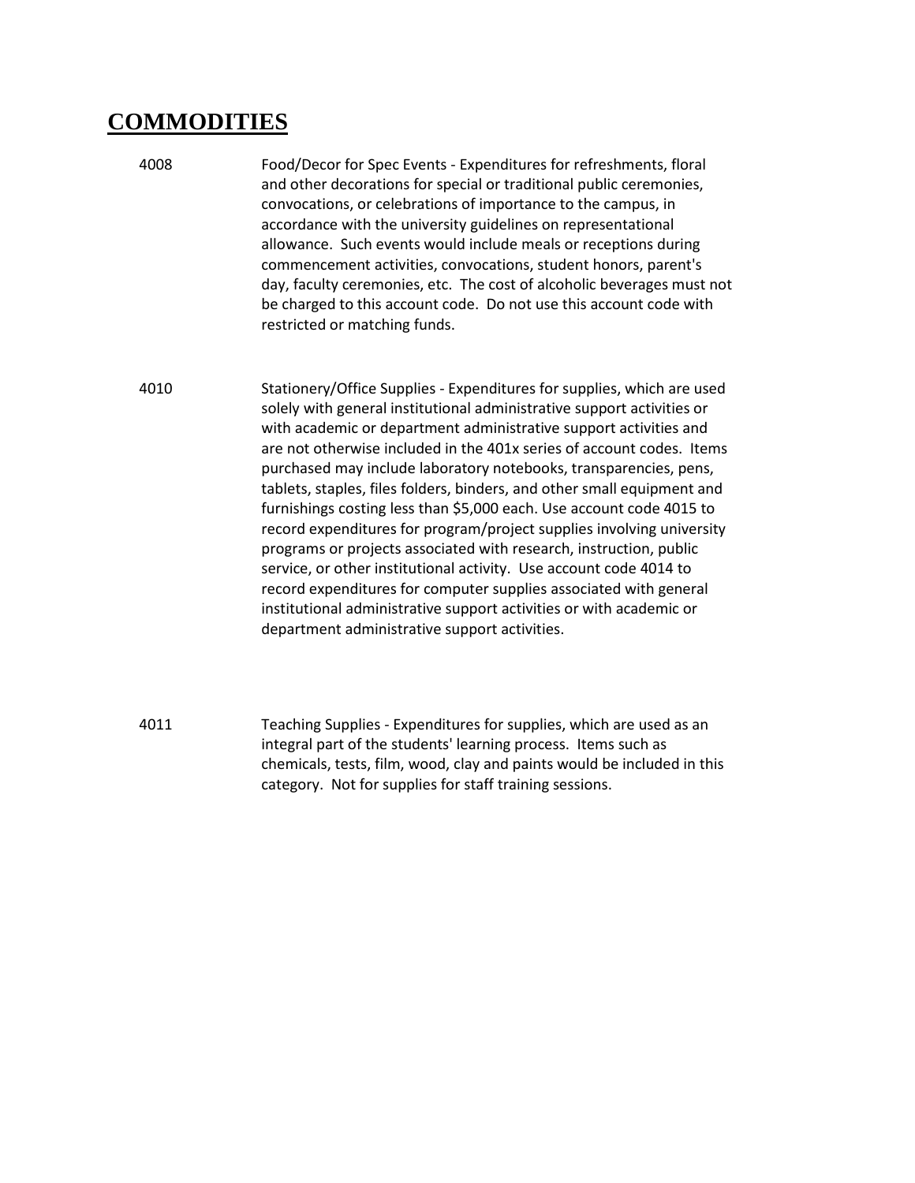# COMMODITIES

| | |
|---|---|
| 4008 | Food/Decor for Spec Events - Expenditures for refreshments, floral and other decorations for special or traditional public ceremonies, convocations, or celebrations of importance to the campus, in accordance with the university guidelines on representational allowance. Such events would include meals or receptions during commencement activities, convocations, student honors, parent's day, faculty ceremonies, etc. The cost of alcoholic beverages must not be charged to this account code. Do not use this account code with restricted or matching funds. |
| 4010 | Stationery/Office Supplies - Expenditures for supplies, which are used solely with general institutional administrative support activities or with academic or department administrative support activities and are not otherwise included in the 401x series of account codes. Items purchased may include laboratory notebooks, transparencies, pens, tablets, staples, files folders, binders, and other small equipment and furnishings costing less than $5,000 each. Use account code 4015 to record expenditures for program/project supplies involving university programs or projects associated with research, instruction, public service, or other institutional activity. Use account code 4014 to record expenditures for computer supplies associated with general institutional administrative support activities or with academic or department administrative support activities. |
| 4011 | Teaching Supplies - Expenditures for supplies, which are used as an integral part of the students' learning process. Items such as chemicals, tests, film, wood, clay and paints would be included in this category. Not for supplies for staff training sessions. |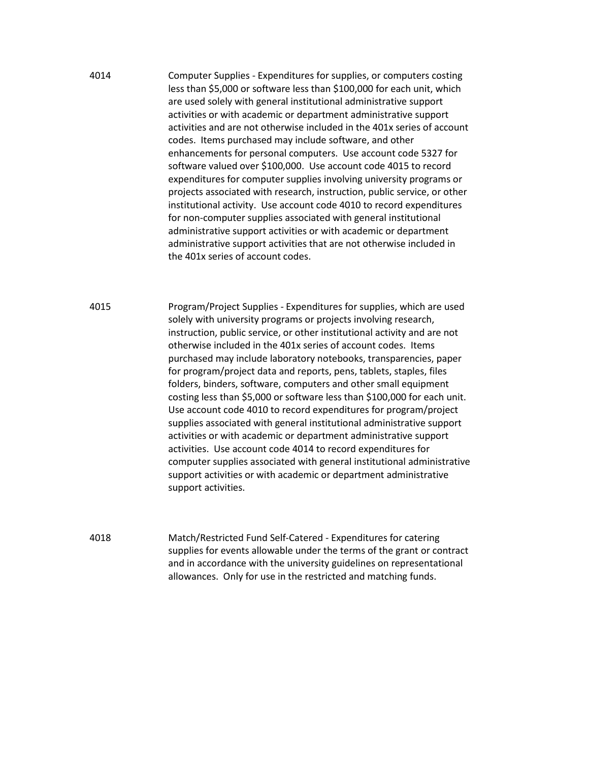| | |
|---|---|
| 4014 | Computer Supplies - Expenditures for supplies, or computers costing less than $5,000 or software less than $100,000 for each unit, which are used solely with general institutional administrative support activities or with academic or department administrative support activities and are not otherwise included in the 401x series of account codes. Items purchased may include software, and other enhancements for personal computers. Use account code 5327 for software valued over $100,000. Use account code 4015 to record expenditures for computer supplies involving university programs or projects associated with research, instruction, public service, or other institutional activity. Use account code 4010 to record expenditures for non-computer supplies associated with general institutional administrative support activities or with academic or department administrative support activities that are not otherwise included in the 401x series of account codes. |
| 4015 | Program/Project Supplies - Expenditures for supplies, which are used solely with university programs or projects involving research, instruction, public service, or other institutional activity and are not otherwise included in the 401x series of account codes. Items purchased may include laboratory notebooks, transparencies, paper for program/project data and reports, pens, tablets, staples, files folders, binders, software, computers and other small equipment costing less than $5,000 or software less than $100,000 for each unit. Use account code 4010 to record expenditures for program/project supplies associated with general institutional administrative support activities or with academic or department administrative support activities. Use account code 4014 to record expenditures for computer supplies associated with general institutional administrative support activities or with academic or department administrative support activities. |
| 4018 | Match/Restricted Fund Self-Catered - Expenditures for catering supplies for events allowable under the terms of the grant or contract and in accordance with the university guidelines on representational allowances. Only for use in the restricted and matching funds. |